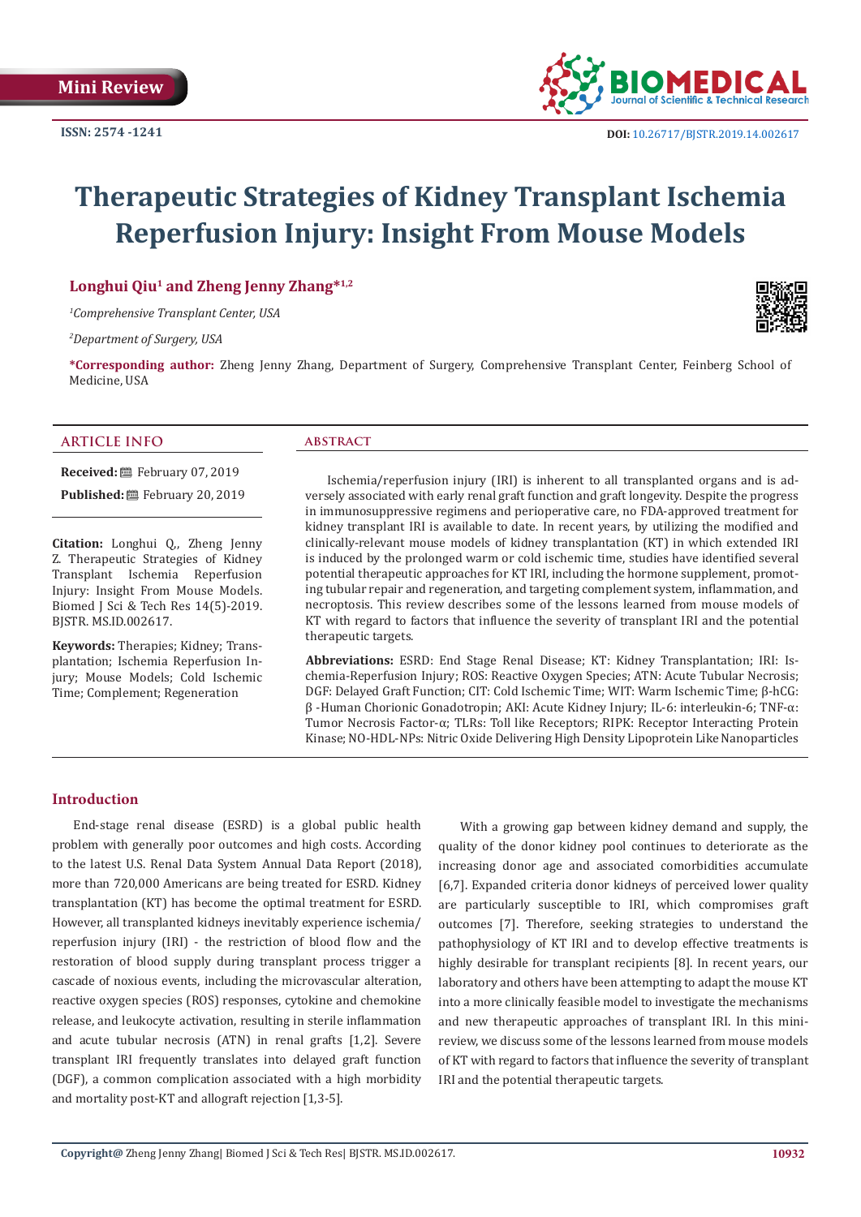Mini Review

ISSN: 2574 -1241

DOI: 10.26717/BJSTR.2019.14.002617

# Therapeutic Strategies of Kidney Transplant Ischemia Reperfusion Injury: Insight From Mouse Models

**Longhui Qiu[1] and Zheng Jenny Zhang*[1,2]**

[1]*Comprehensive Transplant Center, USA*

[2]*Department of Surgery, USA*

***Corresponding author:** Zheng Jenny Zhang, Department of Surgery, Comprehensive Transplant Center, Feinberg School of Medicine, USA

## ARTICLE INFO

**Received:** February 07, 2019

**Published:** February 20, 2019

**Citation:** Longhui Q., Zheng Jenny Z. Therapeutic Strategies of Kidney Transplant Ischemia Reperfusion Injury: Insight From Mouse Models. Biomed J Sci & Tech Res 14(5)-2019. BJSTR. MS.ID.002617.

**Keywords:** Therapies; Kidney; Transplantation; Ischemia Reperfusion Injury; Mouse Models; Cold Ischemic Time; Complement; Regeneration

## ABSTRACT

Ischemia/reperfusion injury (IRI) is inherent to all transplanted organs and is adversely associated with early renal graft function and graft longevity. Despite the progress in immunosuppressive regimens and perioperative care, no FDA-approved treatment for kidney transplant IRI is available to date. In recent years, by utilizing the modified and clinically-relevant mouse models of kidney transplantation (KT) in which extended IRI is induced by the prolonged warm or cold ischemic time, studies have identified several potential therapeutic approaches for KT IRI, including the hormone supplement, promoting tubular repair and regeneration, and targeting complement system, inflammation, and necroptosis. This review describes some of the lessons learned from mouse models of KT with regard to factors that influence the severity of transplant IRI and the potential therapeutic targets.

**Abbreviations:** ESRD: End Stage Renal Disease; KT: Kidney Transplantation; IRI: Ischemia-Reperfusion Injury; ROS: Reactive Oxygen Species; ATN: Acute Tubular Necrosis; DGF: Delayed Graft Function; CIT: Cold Ischemic Time; WIT: Warm Ischemic Time; β-hCG: β -Human Chorionic Gonadotropin; AKI: Acute Kidney Injury; IL-6: interleukin-6; TNF-α: Tumor Necrosis Factor-α; TLRs: Toll like Receptors; RIPK: Receptor Interacting Protein Kinase; NO-HDL-NPs: Nitric Oxide Delivering High Density Lipoprotein Like Nanoparticles

## Introduction

End-stage renal disease (ESRD) is a global public health problem with generally poor outcomes and high costs. According to the latest U.S. Renal Data System Annual Data Report (2018), more than 720,000 Americans are being treated for ESRD. Kidney transplantation (KT) has become the optimal treatment for ESRD. However, all transplanted kidneys inevitably experience ischemia/reperfusion injury (IRI) - the restriction of blood flow and the restoration of blood supply during transplant process trigger a cascade of noxious events, including the microvascular alteration, reactive oxygen species (ROS) responses, cytokine and chemokine release, and leukocyte activation, resulting in sterile inflammation and acute tubular necrosis (ATN) in renal grafts [1,2]. Severe transplant IRI frequently translates into delayed graft function (DGF), a common complication associated with a high morbidity and mortality post-KT and allograft rejection [1,3-5].

With a growing gap between kidney demand and supply, the quality of the donor kidney pool continues to deteriorate as the increasing donor age and associated comorbidities accumulate [6,7]. Expanded criteria donor kidneys of perceived lower quality are particularly susceptible to IRI, which compromises graft outcomes [7]. Therefore, seeking strategies to understand the pathophysiology of KT IRI and to develop effective treatments is highly desirable for transplant recipients [8]. In recent years, our laboratory and others have been attempting to adapt the mouse KT into a more clinically feasible model to investigate the mechanisms and new therapeutic approaches of transplant IRI. In this mini-review, we discuss some of the lessons learned from mouse models of KT with regard to factors that influence the severity of transplant IRI and the potential therapeutic targets.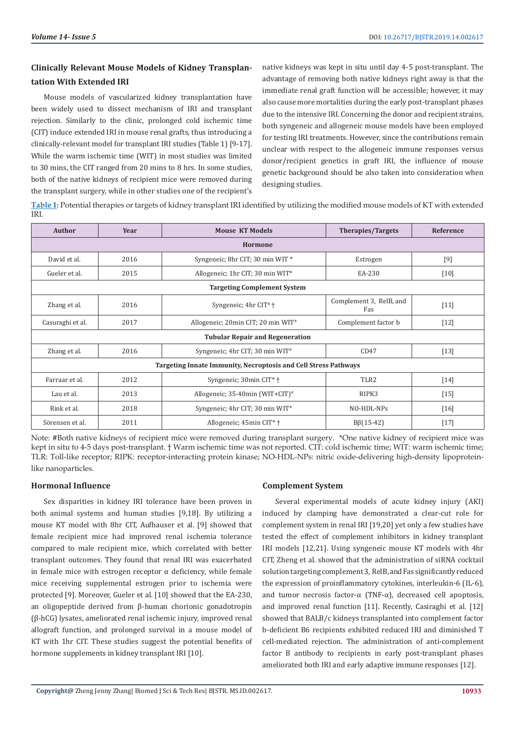## Clinically Relevant Mouse Models of Kidney Transplantation With Extended IRI

Mouse models of vascularized kidney transplantation have been widely used to dissect mechanism of IRI and transplant rejection. Similarly to the clinic, prolonged cold ischemic time (CIT) induce extended IRI in mouse renal grafts, thus introducing a clinically-relevant model for transplant IRI studies (Table 1) [9-17]. While the warm ischemic time (WIT) in most studies was limited to 30 mins, the CIT ranged from 20 mins to 8 hrs. In some studies, both of the native kidneys of recipient mice were removed during the transplant surgery, while in other studies one of the recipient's native kidneys was kept in situ until day 4-5 post-transplant. The advantage of removing both native kidneys right away is that the immediate renal graft function will be accessible; however, it may also cause more mortalities during the early post-transplant phases due to the intensive IRI. Concerning the donor and recipient strains, both syngeneic and allogeneic mouse models have been employed for testing IRI treatments. However, since the contributions remain unclear with respect to the allogeneic immune responses versus donor/recipient genetics in graft IRI, the influence of mouse genetic background should be also taken into consideration when designing studies.

**Table 1:** Potential therapies or targets of kidney transplant IRI identified by utilizing the modified mouse models of KT with extended IRI.

| Author | Year | Mouse KT Models | Therapies/Targets | Reference |
|---|---|---|---|---|
| **Hormone** | | | | |
| David et al. | 2016 | Syngeneic; 8hr CIT; 30 min WIT * | Estrogen | [9] |
| Gueler et al. | 2015 | Allogeneic; 1hr CIT; 30 min WIT* | EA-230 | [10] |
| **Targeting Complement System** | | | | |
| Zhang et al. | 2016 | Syngeneic; 4hr CIT# † | Complement 3, RelB, and Fas | [11] |
| Casuraghi et al. | 2017 | Allogeneic; 20min CIT; 20 min WIT# | Complement factor b | [12] |
| **Tubular Repair and Regeneration** | | | | |
| Zhang et al. | 2016 | Syngeneic; 4hr CIT; 30 min WIT# | CD47 | [13] |
| **Targeting Innate Immunity, Necroptosis and Cell Stress Pathways** | | | | |
| Farraar et al. | 2012 | Syngeneic; 30min CIT* † | TLR2 | [14] |
| Lau et al. | 2013 | Allogeneic; 35-40min (WIT+CIT)# | RIPK3 | [15] |
| Rink et al. | 2018 | Syngeneic; 4hr CIT; 30 min WIT# | NO-HDL-NPs | [16] |
| Sörensen et al. | 2011 | Allogeneic; 45min CIT* † | Bβ(15-42) | [17] |

Note: #Both native kidneys of recipient mice were removed during transplant surgery. *One native kidney of recipient mice was kept in situ to 4-5 days post-transplant. † Warm ischemic time was not reported. CIT: cold ischemic time; WIT: warm ischemic time; TLR: Toll-like receptor; RIPK: receptor-interacting protein kinase; NO-HDL-NPs: nitric oxide-delivering high-density lipoprotein-like nanoparticles.

### Hormonal Influence

Sex disparities in kidney IRI tolerance have been proven in both animal systems and human studies [9,18]. By utilizing a mouse KT model with 8hr CIT, Aufhauser et al. [9] showed that female recipient mice had improved renal ischemia tolerance compared to male recipient mice, which correlated with better transplant outcomes. They found that renal IRI was exacerbated in female mice with estrogen receptor α deficiency, while female mice receiving supplemental estrogen prior to ischemia were protected [9]. Moreover, Gueler et al. [10] showed that the EA-230, an oligopeptide derived from β-human chorionic gonadotropin (β-hCG) lysates, ameliorated renal ischemic injury, improved renal allograft function, and prolonged survival in a mouse model of KT with 1hr CIT. These studies suggest the potential benefits of hormone supplements in kidney transplant IRI [10].

### Complement System

Several experimental models of acute kidney injury (AKI) induced by clamping have demonstrated a clear-cut role for complement system in renal IRI [19,20] yet only a few studies have tested the effect of complement inhibitors in kidney transplant IRI models [12,21]. Using syngeneic mouse KT models with 4hr CIT, Zheng et al. showed that the administration of siRNA cocktail solution targeting complement 3, RelB, and Fas significantly reduced the expression of proinflammatory cytokines, interleukin-6 (IL-6), and tumor necrosis factor-α (TNF-α), decreased cell apoptosis, and improved renal function [11]. Recently, Casiraghi et al. [12] showed that BALB/c kidneys transplanted into complement factor b-deficient B6 recipients exhibited reduced IRI and diminished T cell-mediated rejection. The administration of anti-complement factor B antibody to recipients in early post-transplant phases ameliorated both IRI and early adaptive immune responses [12].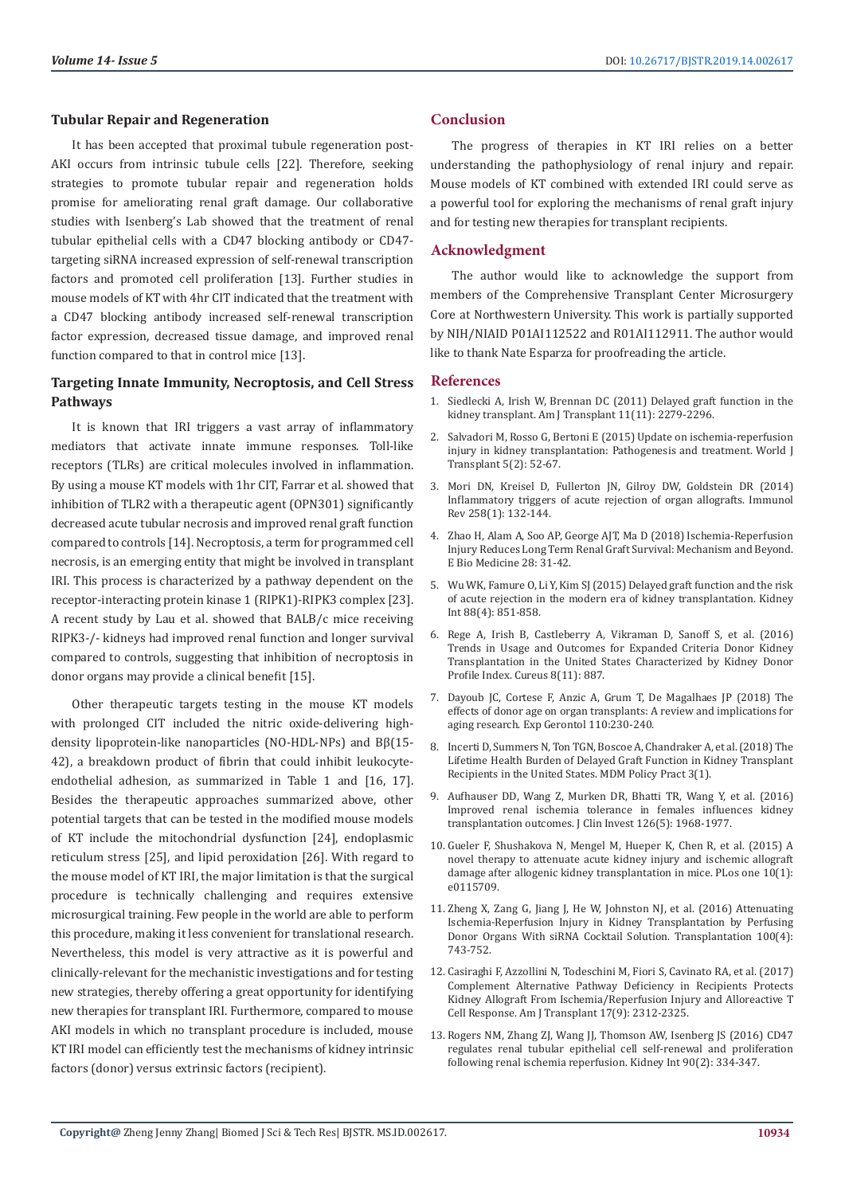### Tubular Repair and Regeneration

It has been accepted that proximal tubule regeneration post-AKI occurs from intrinsic tubule cells [22]. Therefore, seeking strategies to promote tubular repair and regeneration holds promise for ameliorating renal graft damage. Our collaborative studies with Isenberg's Lab showed that the treatment of renal tubular epithelial cells with a CD47 blocking antibody or CD47-targeting siRNA increased expression of self-renewal transcription factors and promoted cell proliferation [13]. Further studies in mouse models of KT with 4hr CIT indicated that the treatment with a CD47 blocking antibody increased self-renewal transcription factor expression, decreased tissue damage, and improved renal function compared to that in control mice [13].

### Targeting Innate Immunity, Necroptosis, and Cell Stress Pathways

It is known that IRI triggers a vast array of inflammatory mediators that activate innate immune responses. Toll-like receptors (TLRs) are critical molecules involved in inflammation. By using a mouse KT models with 1hr CIT, Farrar et al. showed that inhibition of TLR2 with a therapeutic agent (OPN301) significantly decreased acute tubular necrosis and improved renal graft function compared to controls [14]. Necroptosis, a term for programmed cell necrosis, is an emerging entity that might be involved in transplant IRI. This process is characterized by a pathway dependent on the receptor-interacting protein kinase 1 (RIPK1)-RIPK3 complex [23]. A recent study by Lau et al. showed that BALB/c mice receiving RIPK3-/- kidneys had improved renal function and longer survival compared to controls, suggesting that inhibition of necroptosis in donor organs may provide a clinical benefit [15].

Other therapeutic targets testing in the mouse KT models with prolonged CIT included the nitric oxide-delivering high-density lipoprotein-like nanoparticles (NO-HDL-NPs) and Bβ(15-42), a breakdown product of fibrin that could inhibit leukocyte-endothelial adhesion, as summarized in Table 1 and [16, 17]. Besides the therapeutic approaches summarized above, other potential targets that can be tested in the modified mouse models of KT include the mitochondrial dysfunction [24], endoplasmic reticulum stress [25], and lipid peroxidation [26]. With regard to the mouse model of KT IRI, the major limitation is that the surgical procedure is technically challenging and requires extensive microsurgical training. Few people in the world are able to perform this procedure, making it less convenient for translational research. Nevertheless, this model is very attractive as it is powerful and clinically-relevant for the mechanistic investigations and for testing new strategies, thereby offering a great opportunity for identifying new therapies for transplant IRI. Furthermore, compared to mouse AKI models in which no transplant procedure is included, mouse KT IRI model can efficiently test the mechanisms of kidney intrinsic factors (donor) versus extrinsic factors (recipient).

## Conclusion

The progress of therapies in KT IRI relies on a better understanding the pathophysiology of renal injury and repair. Mouse models of KT combined with extended IRI could serve as a powerful tool for exploring the mechanisms of renal graft injury and for testing new therapies for transplant recipients.

## Acknowledgment

The author would like to acknowledge the support from members of the Comprehensive Transplant Center Microsurgery Core at Northwestern University. This work is partially supported by NIH/NIAID P01AI112522 and R01AI112911. The author would like to thank Nate Esparza for proofreading the article.

## References

1. Siedlecki A, Irish W, Brennan DC (2011) Delayed graft function in the kidney transplant. Am J Transplant 11(11): 2279-2296.
2. Salvadori M, Rosso G, Bertoni E (2015) Update on ischemia-reperfusion injury in kidney transplantation: Pathogenesis and treatment. World J Transplant 5(2): 52-67.
3. Mori DN, Kreisel D, Fullerton JN, Gilroy DW, Goldstein DR (2014) Inflammatory triggers of acute rejection of organ allografts. Immunol Rev 258(1): 132-144.
4. Zhao H, Alam A, Soo AP, George AJT, Ma D (2018) Ischemia-Reperfusion Injury Reduces Long Term Renal Graft Survival: Mechanism and Beyond. E Bio Medicine 28: 31-42.
5. Wu WK, Famure O, Li Y, Kim SJ (2015) Delayed graft function and the risk of acute rejection in the modern era of kidney transplantation. Kidney Int 88(4): 851-858.
6. Rege A, Irish B, Castleberry A, Vikraman D, Sanoff S, et al. (2016) Trends in Usage and Outcomes for Expanded Criteria Donor Kidney Transplantation in the United States Characterized by Kidney Donor Profile Index. Cureus 8(11): 887.
7. Dayoub JC, Cortese F, Anzic A, Grum T, De Magalhaes JP (2018) The effects of donor age on organ transplants: A review and implications for aging research. Exp Gerontol 110:230-240.
8. Incerti D, Summers N, Ton TGN, Boscoe A, Chandraker A, et al. (2018) The Lifetime Health Burden of Delayed Graft Function in Kidney Transplant Recipients in the United States. MDM Policy Pract 3(1).
9. Aufhauser DD, Wang Z, Murken DR, Bhatti TR, Wang Y, et al. (2016) Improved renal ischemia tolerance in females influences kidney transplantation outcomes. J Clin Invest 126(5): 1968-1977.
10. Gueler F, Shushakova N, Mengel M, Hueper K, Chen R, et al. (2015) A novel therapy to attenuate acute kidney injury and ischemic allograft damage after allogenic kidney transplantation in mice. PLos one 10(1): e0115709.
11. Zheng X, Zang G, Jiang J, He W, Johnston NJ, et al. (2016) Attenuating Ischemia-Reperfusion Injury in Kidney Transplantation by Perfusing Donor Organs With siRNA Cocktail Solution. Transplantation 100(4): 743-752.
12. Casiraghi F, Azzollini N, Todeschini M, Fiori S, Cavinato RA, et al. (2017) Complement Alternative Pathway Deficiency in Recipients Protects Kidney Allograft From Ischemia/Reperfusion Injury and Alloreactive T Cell Response. Am J Transplant 17(9): 2312-2325.
13. Rogers NM, Zhang ZJ, Wang JJ, Thomson AW, Isenberg JS (2016) CD47 regulates renal tubular epithelial cell self-renewal and proliferation following renal ischemia reperfusion. Kidney Int 90(2): 334-347.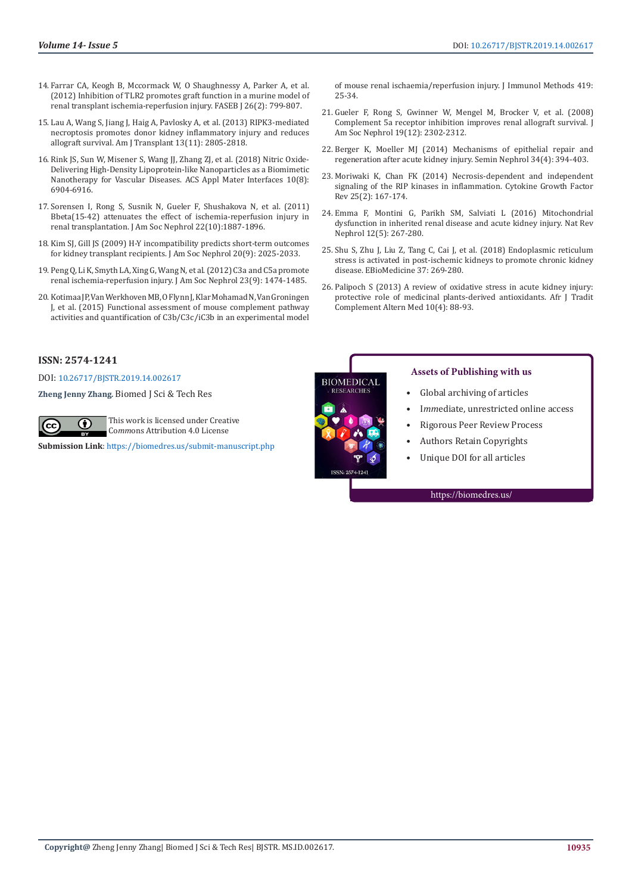14. Farrar CA, Keogh B, Mccormack W, O Shaughnessy A, Parker A, et al. (2012) Inhibition of TLR2 promotes graft function in a murine model of renal transplant ischemia-reperfusion injury. FASEB J 26(2): 799-807.
15. Lau A, Wang S, Jiang J, Haig A, Pavlosky A, et al. (2013) RIPK3-mediated necroptosis promotes donor kidney inflammatory injury and reduces allograft survival. Am J Transplant 13(11): 2805-2818.
16. Rink JS, Sun W, Misener S, Wang JJ, Zhang ZJ, et al. (2018) Nitric Oxide-Delivering High-Density Lipoprotein-like Nanoparticles as a Biomimetic Nanotherapy for Vascular Diseases. ACS Appl Mater Interfaces 10(8): 6904-6916.
17. Sorensen I, Rong S, Susnik N, Gueler F, Shushakova N, et al. (2011) Bbeta(15-42) attenuates the effect of ischemia-reperfusion injury in renal transplantation. J Am Soc Nephrol 22(10):1887-1896.
18. Kim SJ, Gill JS (2009) H-Y incompatibility predicts short-term outcomes for kidney transplant recipients. J Am Soc Nephrol 20(9): 2025-2033.
19. Peng Q, Li K, Smyth LA, Xing G, Wang N, et al. (2012) C3a and C5a promote renal ischemia-reperfusion injury. J Am Soc Nephrol 23(9): 1474-1485.
20. Kotimaa JP, Van Werkhoven MB, O Flynn J, Klar Mohamad N, Van Groningen J, et al. (2015) Functional assessment of mouse complement pathway activities and quantification of C3b/C3c/iC3b in an experimental model of mouse renal ischaemia/reperfusion injury. J Immunol Methods 419: 25-34.
21. Gueler F, Rong S, Gwinner W, Mengel M, Brocker V, et al. (2008) Complement 5a receptor inhibition improves renal allograft survival. J Am Soc Nephrol 19(12): 2302-2312.
22. Berger K, Moeller MJ (2014) Mechanisms of epithelial repair and regeneration after acute kidney injury. Semin Nephrol 34(4): 394-403.
23. Moriwaki K, Chan FK (2014) Necrosis-dependent and independent signaling of the RIP kinases in inflammation. Cytokine Growth Factor Rev 25(2): 167-174.
24. Emma F, Montini G, Parikh SM, Salviati L (2016) Mitochondrial dysfunction in inherited renal disease and acute kidney injury. Nat Rev Nephrol 12(5): 267-280.
25. Shu S, Zhu J, Liu Z, Tang C, Cai J, et al. (2018) Endoplasmic reticulum stress is activated in post-ischemic kidneys to promote chronic kidney disease. EBioMedicine 37: 269-280.
26. Palipoch S (2013) A review of oxidative stress in acute kidney injury: protective role of medicinal plants-derived antioxidants. Afr J Tradit Complement Altern Med 10(4): 88-93.

**ISSN: 2574-1241**

DOI: 10.26717/BJSTR.2019.14.002617

**Zheng Jenny Zhang.** Biomed J Sci & Tech Res

This work is licensed under Creative Commons Attribution 4.0 License

**Submission Link**: https://biomedres.us/submit-manuscript.php

**Assets of Publishing with us**

- Global archiving of articles
- Immediate, unrestricted online access
- Rigorous Peer Review Process
- Authors Retain Copyrights
- Unique DOI for all articles

https://biomedres.us/